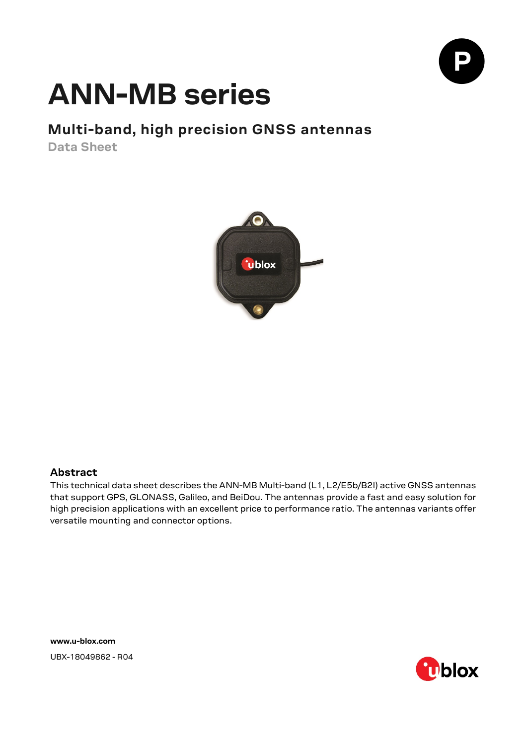# ANN-MB series

## Multi-band, high precision GNSS antennas

**Data Sheet**

### Abstract

This technical data sheet describes the ANN-MB Multi-band (L1, L2/E5b/B2I) active GNSS antennas that support GPS, GLONASS, Galileo, and BeiDou. The antennas provide a fast and easy solution for high precision applications with an excellent price to performance ratio. The antennas variants offer versatile mounting and connector options.

**www.u-blox.com**

UBX-18049862 - R04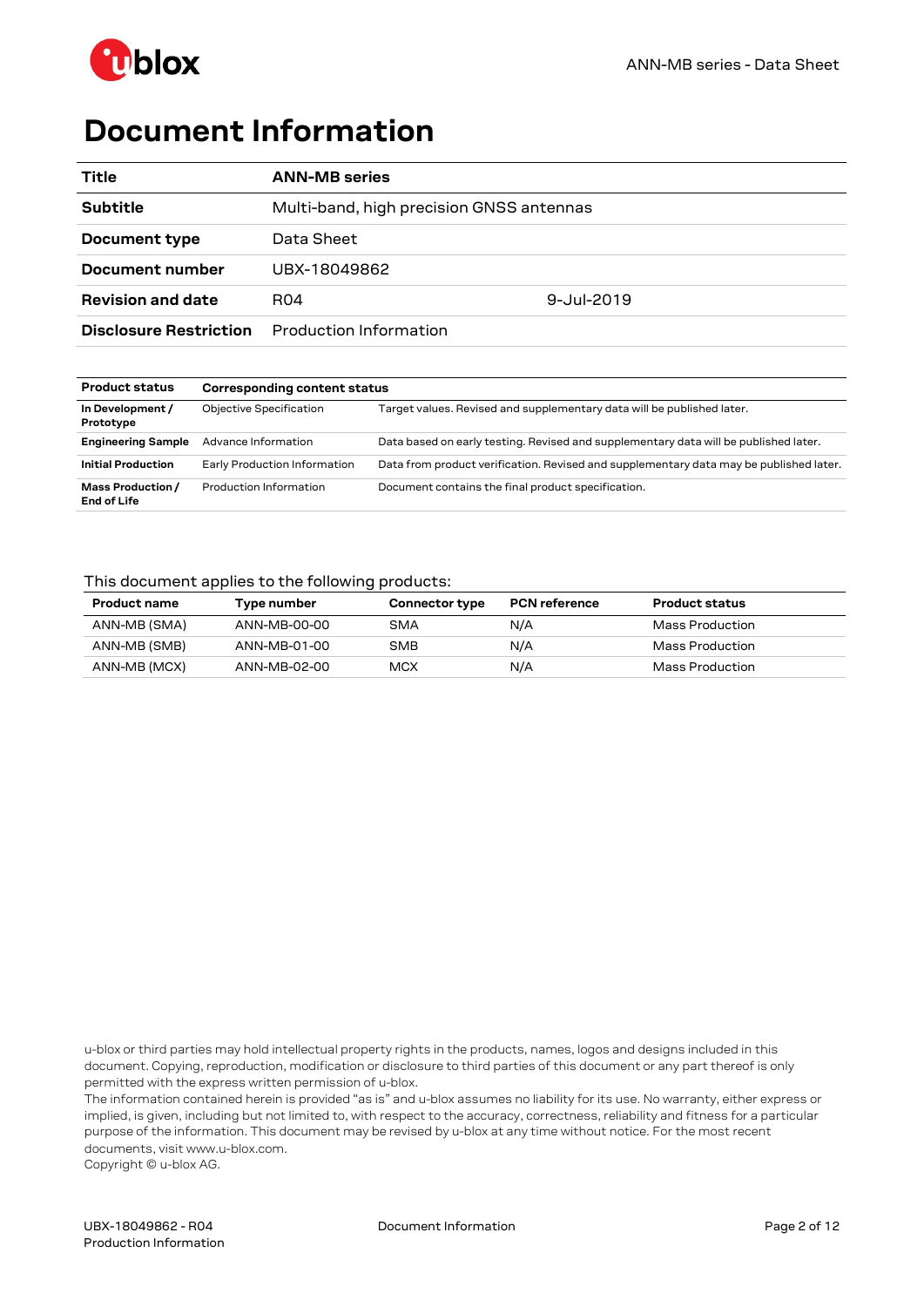# Document Information

| Title | **ANN-MB series** | |
|---|---|---|
| **Subtitle** | Multi-band, high precision GNSS antennas | |
| **Document type** | Data Sheet | |
| **Document number** | UBX-18049862 | |
| **Revision and date** | R04 | 9-Jul-2019 |
| **Disclosure Restriction** | Production Information | |

| Product status | Corresponding content status | |
|---|---|---|
| **In Development / Prototype** | Objective Specification | Target values. Revised and supplementary data will be published later. |
| **Engineering Sample** | Advance Information | Data based on early testing. Revised and supplementary data will be published later. |
| **Initial Production** | Early Production Information | Data from product verification. Revised and supplementary data may be published later. |
| **Mass Production / End of Life** | Production Information | Document contains the final product specification. |

This document applies to the following products:

| Product name | Type number | Connector type | PCN reference | Product status |
|---|---|---|---|---|
| ANN-MB (SMA) | ANN-MB-00-00 | SMA | N/A | Mass Production |
| ANN-MB (SMB) | ANN-MB-01-00 | SMB | N/A | Mass Production |
| ANN-MB (MCX) | ANN-MB-02-00 | MCX | N/A | Mass Production |

u-blox or third parties may hold intellectual property rights in the products, names, logos and designs included in this document. Copying, reproduction, modification or disclosure to third parties of this document or any part thereof is only permitted with the express written permission of u-blox.

The information contained herein is provided "as is" and u-blox assumes no liability for its use. No warranty, either express or implied, is given, including but not limited to, with respect to the accuracy, correctness, reliability and fitness for a particular purpose of the information. This document may be revised by u-blox at any time without notice. For the most recent documents, visit www.u-blox.com.

Copyright © u-blox AG.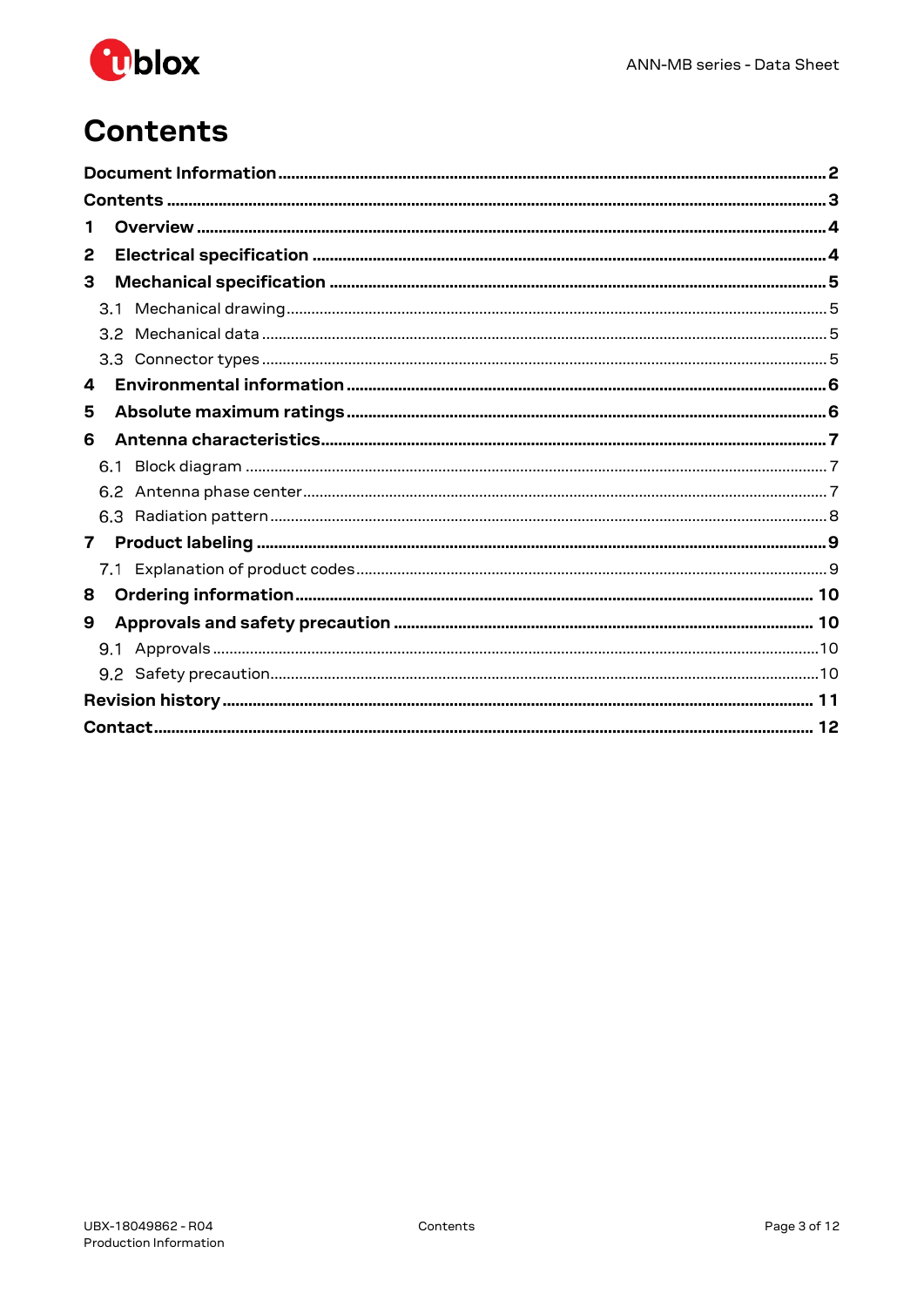# Contents

Document Information .......... 2
Contents .......... 3
1 Overview .......... 4
2 Electrical specification .......... 4
3 Mechanical specification .......... 5
  3.1 Mechanical drawing .......... 5
  3.2 Mechanical data .......... 5
  3.3 Connector types .......... 5
4 Environmental information .......... 6
5 Absolute maximum ratings .......... 6
6 Antenna characteristics .......... 7
  6.1 Block diagram .......... 7
  6.2 Antenna phase center .......... 7
  6.3 Radiation pattern .......... 8
7 Product labeling .......... 9
  7.1 Explanation of product codes .......... 9
8 Ordering information .......... 10
9 Approvals and safety precaution .......... 10
  9.1 Approvals .......... 10
  9.2 Safety precaution .......... 10
Revision history .......... 11
Contact .......... 12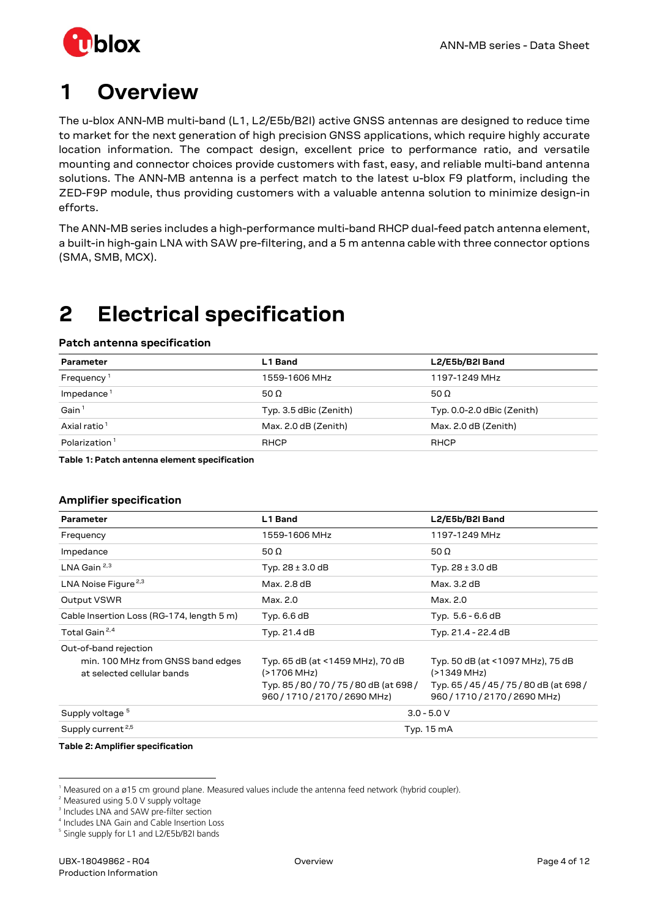# 1 Overview

The u-blox ANN-MB multi-band (L1, L2/E5b/B2I) active GNSS antennas are designed to reduce time to market for the next generation of high precision GNSS applications, which require highly accurate location information. The compact design, excellent price to performance ratio, and versatile mounting and connector choices provide customers with fast, easy, and reliable multi-band antenna solutions. The ANN-MB antenna is a perfect match to the latest u-blox F9 platform, including the ZED-F9P module, thus providing customers with a valuable antenna solution to minimize design-in efforts.

The ANN-MB series includes a high-performance multi-band RHCP dual-feed patch antenna element, a built-in high-gain LNA with SAW pre-filtering, and a 5 m antenna cable with three connector options (SMA, SMB, MCX).

# 2 Electrical specification

### Patch antenna specification

| Parameter | L1 Band | L2/E5b/B2I Band |
|---|---|---|
| Frequency [1] | 1559-1606 MHz | 1197-1249 MHz |
| Impedance [1] | 50 Ω | 50 Ω |
| Gain [1] | Typ. 3.5 dBic (Zenith) | Typ. 0.0-2.0 dBic (Zenith) |
| Axial ratio [1] | Max. 2.0 dB (Zenith) | Max. 2.0 dB (Zenith) |
| Polarization [1] | RHCP | RHCP |

**Table 1: Patch antenna element specification**

### Amplifier specification

| Parameter | L1 Band | L2/E5b/B2I Band |
|---|---|---|
| Frequency | 1559-1606 MHz | 1197-1249 MHz |
| Impedance | 50 Ω | 50 Ω |
| LNA Gain [2,3] | Typ. 28 ± 3.0 dB | Typ. 28 ± 3.0 dB |
| LNA Noise Figure [2,3] | Max. 2.8 dB | Max. 3.2 dB |
| Output VSWR | Max. 2.0 | Max. 2.0 |
| Cable Insertion Loss (RG-174, length 5 m) | Typ. 6.6 dB | Typ. 5.6 - 6.6 dB |
| Total Gain [2,4] | Typ. 21.4 dB | Typ. 21.4 - 22.4 dB |
| Out-of-band rejection<br>min. 100 MHz from GNSS band edges<br>at selected cellular bands | Typ. 65 dB (at <1459 MHz), 70 dB (>1706 MHz)<br>Typ. 85 / 80 / 70 / 75 / 80 dB (at 698 / 960 / 1710 / 2170 / 2690 MHz) | Typ. 50 dB (at <1097 MHz), 75 dB (>1349 MHz)<br>Typ. 65 / 45 / 45 / 75 / 80 dB (at 698 / 960 / 1710 / 2170 / 2690 MHz) |
| Supply voltage [5] | 3.0 - 5.0 V | |
| Supply current [2,5] | Typ. 15 mA | |

**Table 2: Amplifier specification**

---

[1] Measured on a ø15 cm ground plane. Measured values include the antenna feed network (hybrid coupler).
[2] Measured using 5.0 V supply voltage
[3] Includes LNA and SAW pre-filter section
[4] Includes LNA Gain and Cable Insertion Loss
[5] Single supply for L1 and L2/E5b/B2I bands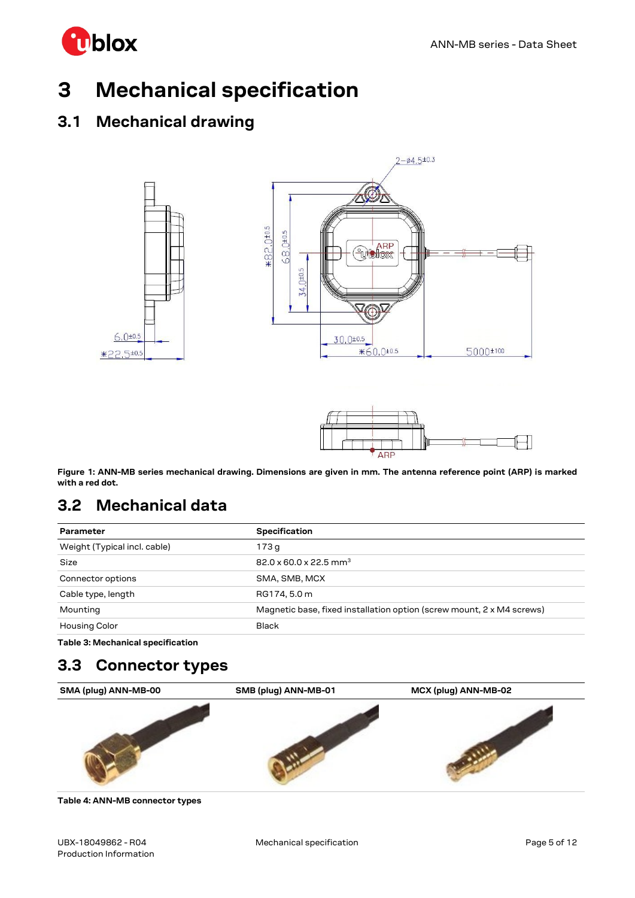# 3 Mechanical specification

## 3.1 Mechanical drawing

**Figure 1: ANN-MB series mechanical drawing. Dimensions are given in mm. The antenna reference point (ARP) is marked with a red dot.**

## 3.2 Mechanical data

| Parameter | Specification |
|---|---|
| Weight (Typical incl. cable) | 173 g |
| Size | 82.0 x 60.0 x 22.5 mm$^3$ |
| Connector options | SMA, SMB, MCX |
| Cable type, length | RG174, 5.0 m |
| Mounting | Magnetic base, fixed installation option (screw mount, 2 x M4 screws) |
| Housing Color | Black |

**Table 3: Mechanical specification**

## 3.3 Connector types

| SMA (plug) ANN-MB-00 | SMB (plug) ANN-MB-01 | MCX (plug) ANN-MB-02 |
|---|---|---|
| | | |

**Table 4: ANN-MB connector types**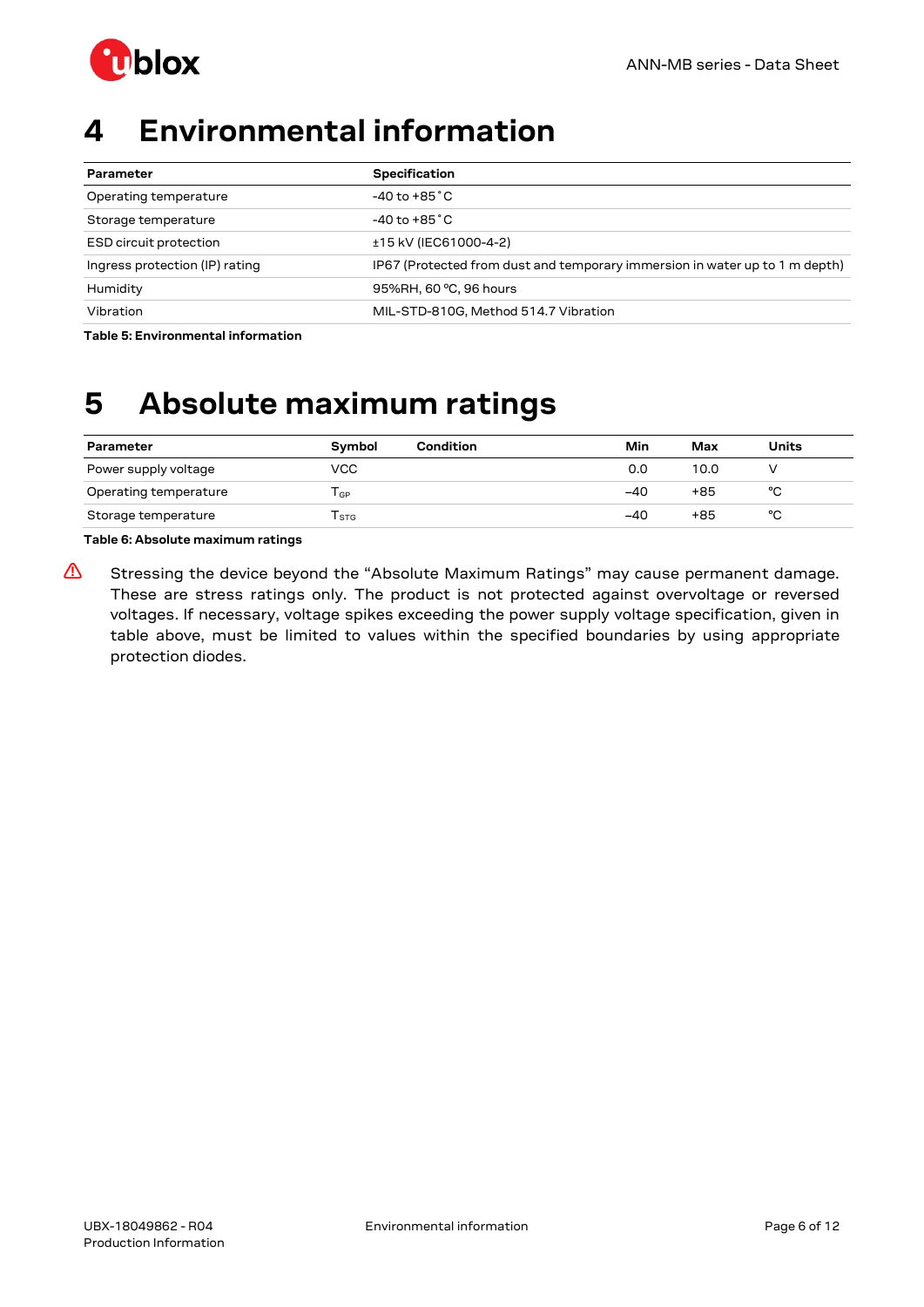# 4 Environmental information

| Parameter | Specification |
| --- | --- |
| Operating temperature | -40 to +85˚C |
| Storage temperature | -40 to +85˚C |
| ESD circuit protection | ±15 kV (IEC61000-4-2) |
| Ingress protection (IP) rating | IP67 (Protected from dust and temporary immersion in water up to 1 m depth) |
| Humidity | 95%RH, 60 ºC, 96 hours |
| Vibration | MIL-STD-810G, Method 514.7 Vibration |

**Table 5: Environmental information**

# 5 Absolute maximum ratings

| Parameter | Symbol | Condition | Min | Max | Units |
| --- | --- | --- | --- | --- | --- |
| Power supply voltage | VCC | | 0.0 | 10.0 | V |
| Operating temperature | $T_{GP}$ | | –40 | +85 | °C |
| Storage temperature | $T_{STG}$ | | –40 | +85 | °C |

**Table 6: Absolute maximum ratings**

⚠ Stressing the device beyond the “Absolute Maximum Ratings” may cause permanent damage. These are stress ratings only. The product is not protected against overvoltage or reversed voltages. If necessary, voltage spikes exceeding the power supply voltage specification, given in table above, must be limited to values within the specified boundaries by using appropriate protection diodes.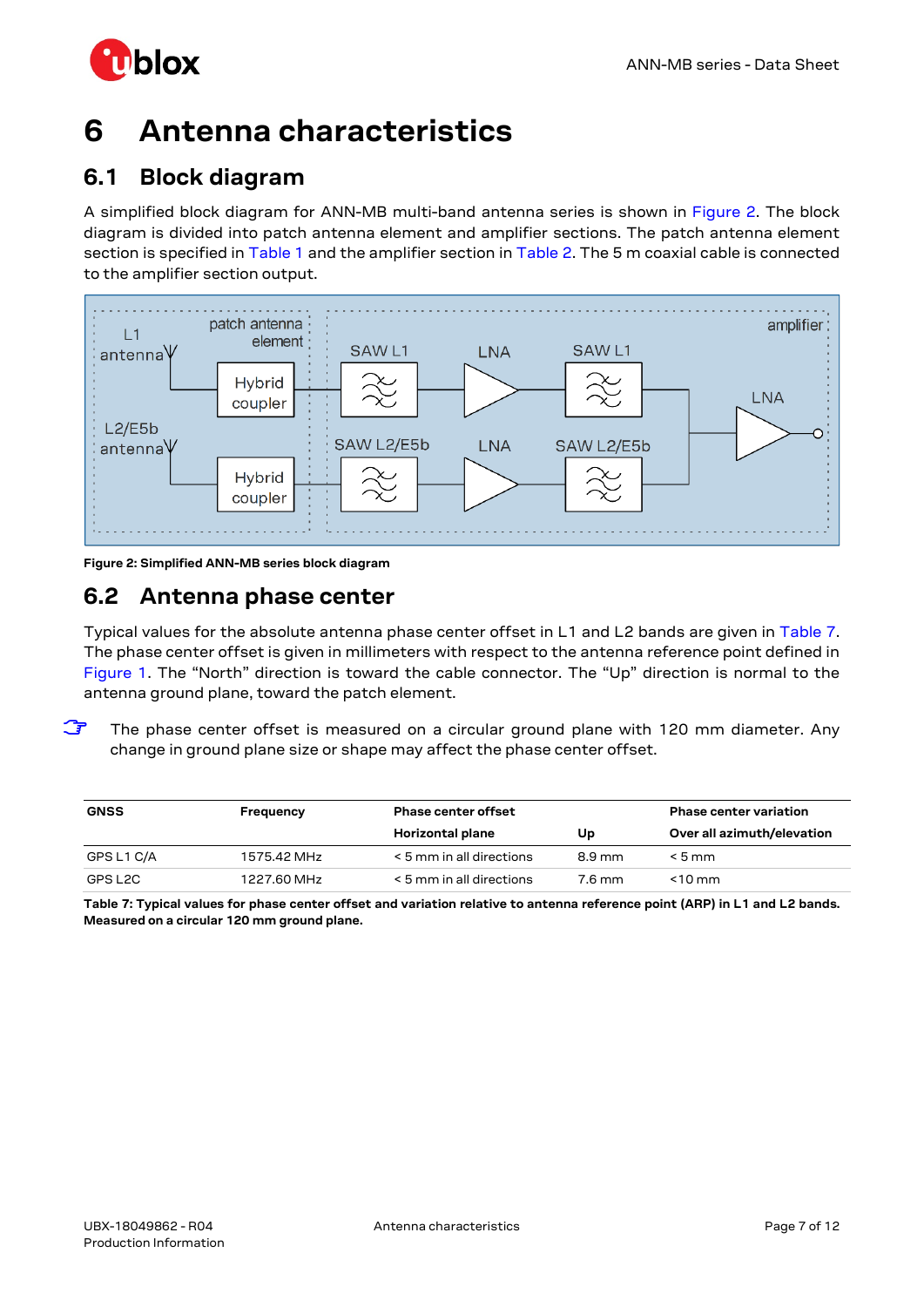# 6 Antenna characteristics

## 6.1 Block diagram

A simplified block diagram for ANN-MB multi-band antenna series is shown in Figure 2. The block diagram is divided into patch antenna element and amplifier sections. The patch antenna element section is specified in Table 1 and the amplifier section in Table 2. The 5 m coaxial cable is connected to the amplifier section output.

**Figure 2: Simplified ANN-MB series block diagram**

## 6.2 Antenna phase center

Typical values for the absolute antenna phase center offset in L1 and L2 bands are given in Table 7. The phase center offset is given in millimeters with respect to the antenna reference point defined in Figure 1. The "North" direction is toward the cable connector. The "Up" direction is normal to the antenna ground plane, toward the patch element.

☞ The phase center offset is measured on a circular ground plane with 120 mm diameter. Any change in ground plane size or shape may affect the phase center offset.

| GNSS | Frequency | Phase center offset | | Phase center variation |
|---|---|---|---|---|
| | | Horizontal plane | Up | Over all azimuth/elevation |
| GPS L1 C/A | 1575.42 MHz | < 5 mm in all directions | 8.9 mm | < 5 mm |
| GPS L2C | 1227.60 MHz | < 5 mm in all directions | 7.6 mm | <10 mm |

**Table 7: Typical values for phase center offset and variation relative to antenna reference point (ARP) in L1 and L2 bands. Measured on a circular 120 mm ground plane.**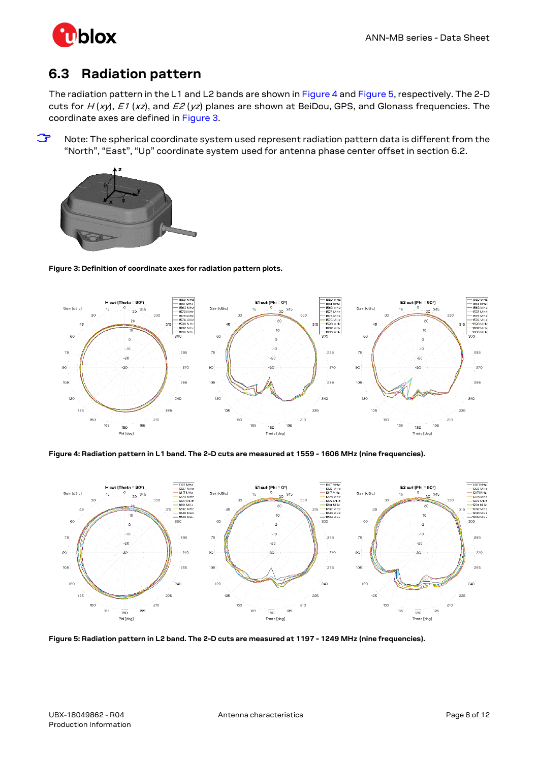## 6.3 Radiation pattern

The radiation pattern in the L1 and L2 bands are shown in Figure 4 and Figure 5, respectively. The 2-D cuts for *H* (*xy*), *E1* (*xz*), and *E2* (*yz*) planes are shown at BeiDou, GPS, and Glonass frequencies. The coordinate axes are defined in Figure 3.

Note: The spherical coordinate system used represent radiation pattern data is different from the "North", "East", "Up" coordinate system used for antenna phase center offset in section 6.2.

**Figure 3: Definition of coordinate axes for radiation pattern plots.**

**Figure 4: Radiation pattern in L1 band. The 2-D cuts are measured at 1559 - 1606 MHz (nine frequencies).**

**Figure 5: Radiation pattern in L2 band. The 2-D cuts are measured at 1197 - 1249 MHz (nine frequencies).**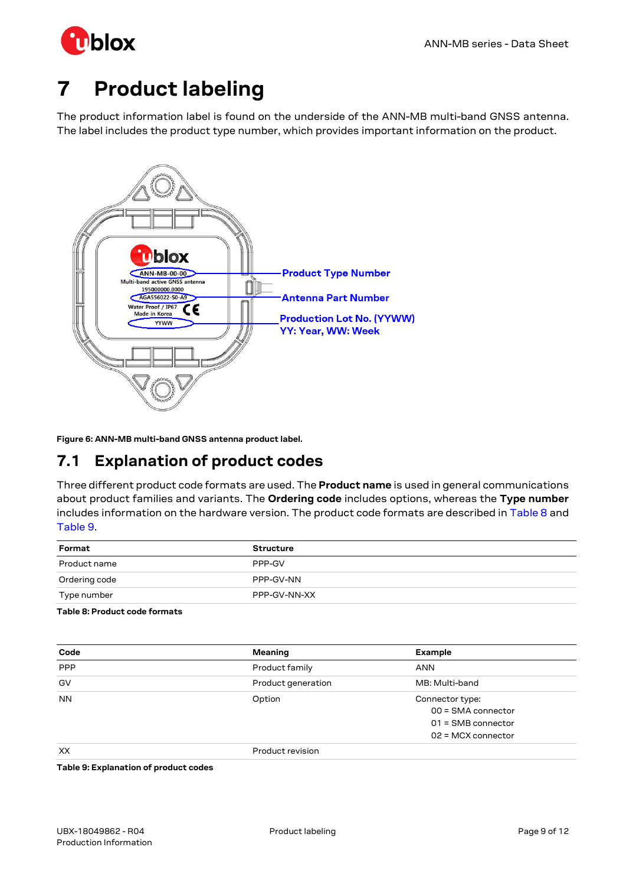# 7 Product labeling

The product information label is found on the underside of the ANN-MB multi-band GNSS antenna. The label includes the product type number, which provides important information on the product.

**Figure 6: ANN-MB multi-band GNSS antenna product label.**

## 7.1 Explanation of product codes

Three different product code formats are used. The **Product name** is used in general communications about product families and variants. The **Ordering code** includes options, whereas the **Type number** includes information on the hardware version. The product code formats are described in Table 8 and Table 9.

| Format | Structure |
|---|---|
| Product name | PPP-GV |
| Ordering code | PPP-GV-NN |
| Type number | PPP-GV-NN-XX |

**Table 8: Product code formats**

| Code | Meaning | Example |
|---|---|---|
| PPP | Product family | ANN |
| GV | Product generation | MB: Multi-band |
| NN | Option | Connector type:<br>00 = SMA connector<br>01 = SMB connector<br>02 = MCX connector |
| XX | Product revision | |

**Table 9: Explanation of product codes**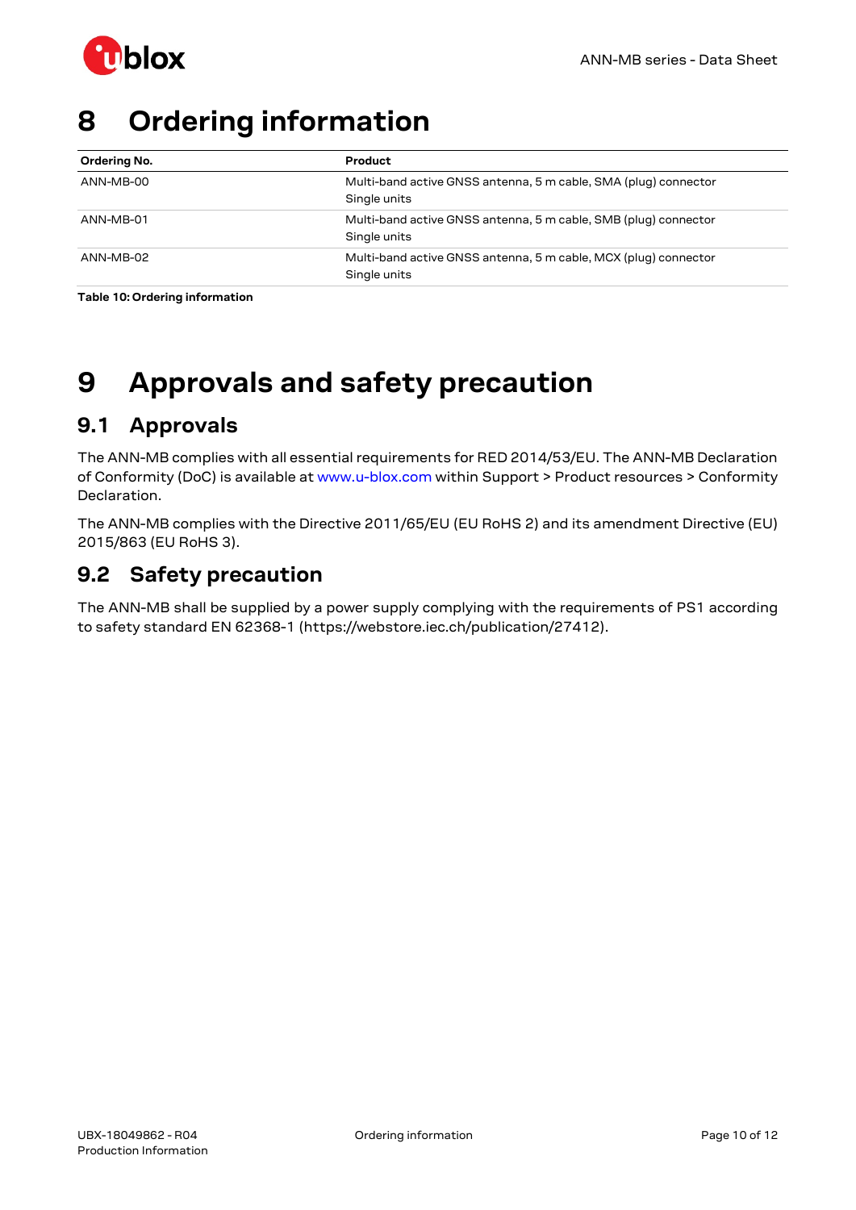# 8 Ordering information

| Ordering No. | Product |
|---|---|
| ANN-MB-00 | Multi-band active GNSS antenna, 5 m cable, SMA (plug) connector<br>Single units |
| ANN-MB-01 | Multi-band active GNSS antenna, 5 m cable, SMB (plug) connector<br>Single units |
| ANN-MB-02 | Multi-band active GNSS antenna, 5 m cable, MCX (plug) connector<br>Single units |

**Table 10: Ordering information**

# 9 Approvals and safety precaution

## 9.1 Approvals

The ANN-MB complies with all essential requirements for RED 2014/53/EU. The ANN-MB Declaration of Conformity (DoC) is available at www.u-blox.com within Support > Product resources > Conformity Declaration.

The ANN-MB complies with the Directive 2011/65/EU (EU RoHS 2) and its amendment Directive (EU) 2015/863 (EU RoHS 3).

## 9.2 Safety precaution

The ANN-MB shall be supplied by a power supply complying with the requirements of PS1 according to safety standard EN 62368-1 (https://webstore.iec.ch/publication/27412).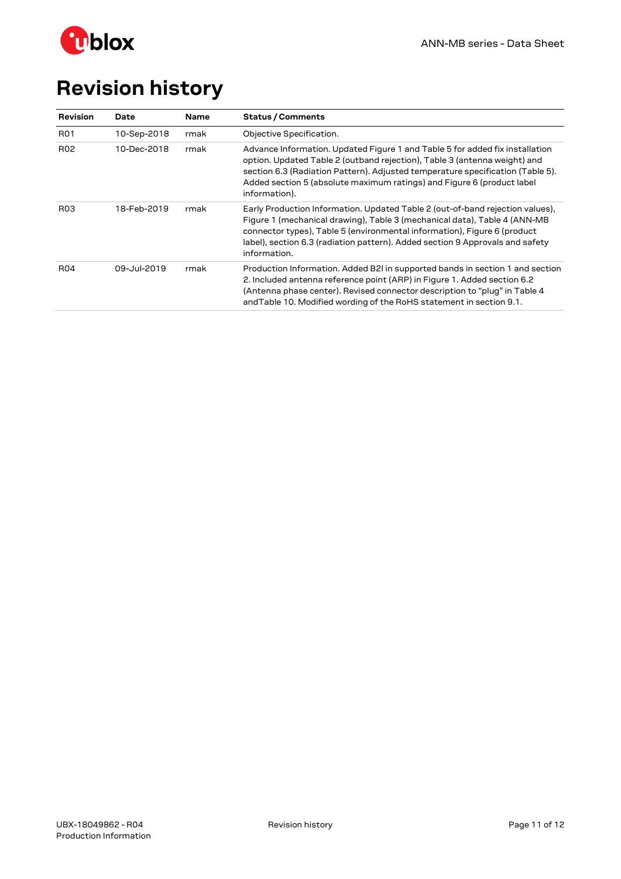# Revision history

| Revision | Date | Name | Status / Comments |
|---|---|---|---|
| R01 | 10-Sep-2018 | rmak | Objective Specification. |
| R02 | 10-Dec-2018 | rmak | Advance Information. Updated Figure 1 and Table 5 for added fix installation option. Updated Table 2 (outband rejection), Table 3 (antenna weight) and section 6.3 (Radiation Pattern). Adjusted temperature specification (Table 5). Added section 5 (absolute maximum ratings) and Figure 6 (product label information). |
| R03 | 18-Feb-2019 | rmak | Early Production Information. Updated Table 2 (out-of-band rejection values), Figure 1 (mechanical drawing), Table 3 (mechanical data), Table 4 (ANN-MB connector types), Table 5 (environmental information), Figure 6 (product label), section 6.3 (radiation pattern). Added section 9 Approvals and safety information. |
| R04 | 09-Jul-2019 | rmak | Production Information. Added B2I in supported bands in section 1 and section 2. Included antenna reference point (ARP) in Figure 1. Added section 6.2 (Antenna phase center). Revised connector description to "plug" in Table 4 andTable 10. Modified wording of the RoHS statement in section 9.1. |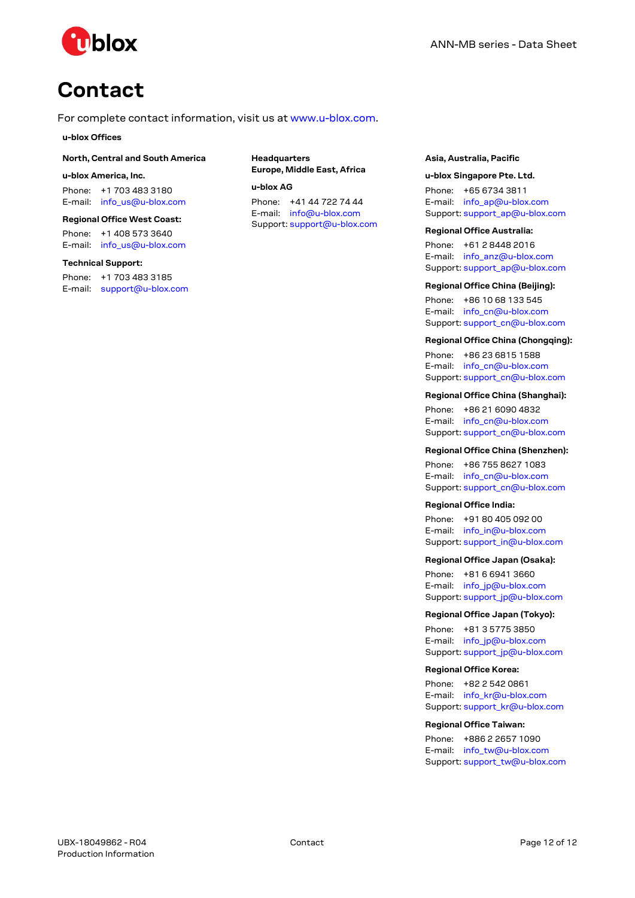# Contact

For complete contact information, visit us at www.u-blox.com.

**u-blox Offices**

**North, Central and South America**

**u-blox America, Inc.**

Phone: +1 703 483 3180
E-mail: info_us@u-blox.com

**Regional Office West Coast:**

Phone: +1 408 573 3640
E-mail: info_us@u-blox.com

**Technical Support:**

Phone: +1 703 483 3185
E-mail: support@u-blox.com

**Headquarters**
**Europe, Middle East, Africa**

**u-blox AG**

Phone: +41 44 722 74 44
E-mail: info@u-blox.com
Support: support@u-blox.com

**Asia, Australia, Pacific**

**u-blox Singapore Pte. Ltd.**

Phone: +65 6734 3811
E-mail: info_ap@u-blox.com
Support: support_ap@u-blox.com

**Regional Office Australia:**

Phone: +61 2 8448 2016
E-mail: info_anz@u-blox.com
Support: support_ap@u-blox.com

**Regional Office China (Beijing):**

Phone: +86 10 68 133 545
E-mail: info_cn@u-blox.com
Support: support_cn@u-blox.com

**Regional Office China (Chongqing):**

Phone: +86 23 6815 1588
E-mail: info_cn@u-blox.com
Support: support_cn@u-blox.com

**Regional Office China (Shanghai):**

Phone: +86 21 6090 4832
E-mail: info_cn@u-blox.com
Support: support_cn@u-blox.com

**Regional Office China (Shenzhen):**

Phone: +86 755 8627 1083
E-mail: info_cn@u-blox.com
Support: support_cn@u-blox.com

**Regional Office India:**

Phone: +91 80 405 092 00
E-mail: info_in@u-blox.com
Support: support_in@u-blox.com

**Regional Office Japan (Osaka):**

Phone: +81 6 6941 3660
E-mail: info_jp@u-blox.com
Support: support_jp@u-blox.com

**Regional Office Japan (Tokyo):**

Phone: +81 3 5775 3850
E-mail: info_jp@u-blox.com
Support: support_jp@u-blox.com

**Regional Office Korea:**

Phone: +82 2 542 0861
E-mail: info_kr@u-blox.com
Support: support_kr@u-blox.com

**Regional Office Taiwan:**

Phone: +886 2 2657 1090
E-mail: info_tw@u-blox.com
Support: support_tw@u-blox.com